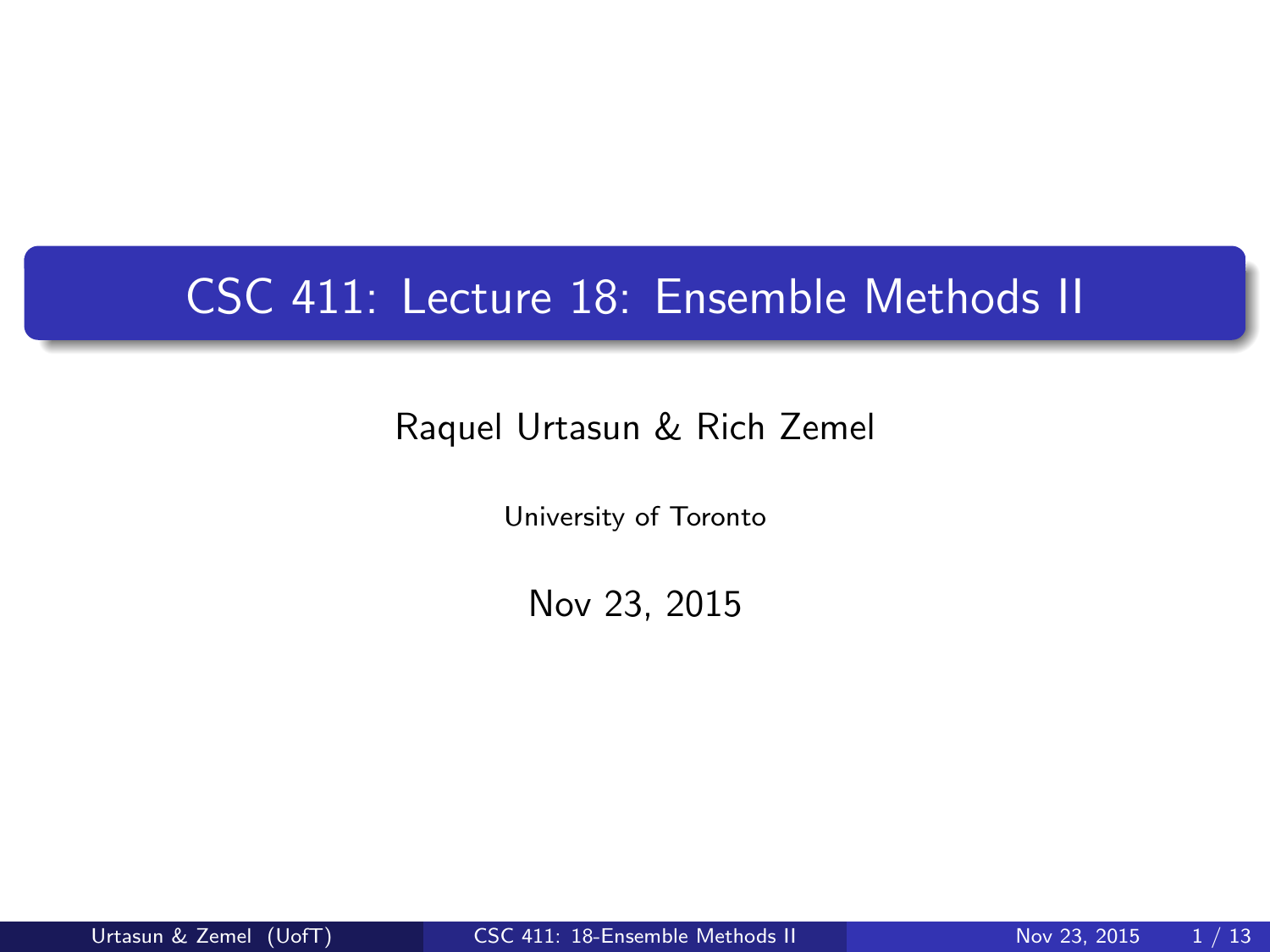# CSC 411: Lecture 18: Ensemble Methods II

Raquel Urtasun & Rich Zemel

University of Toronto

Nov 23, 2015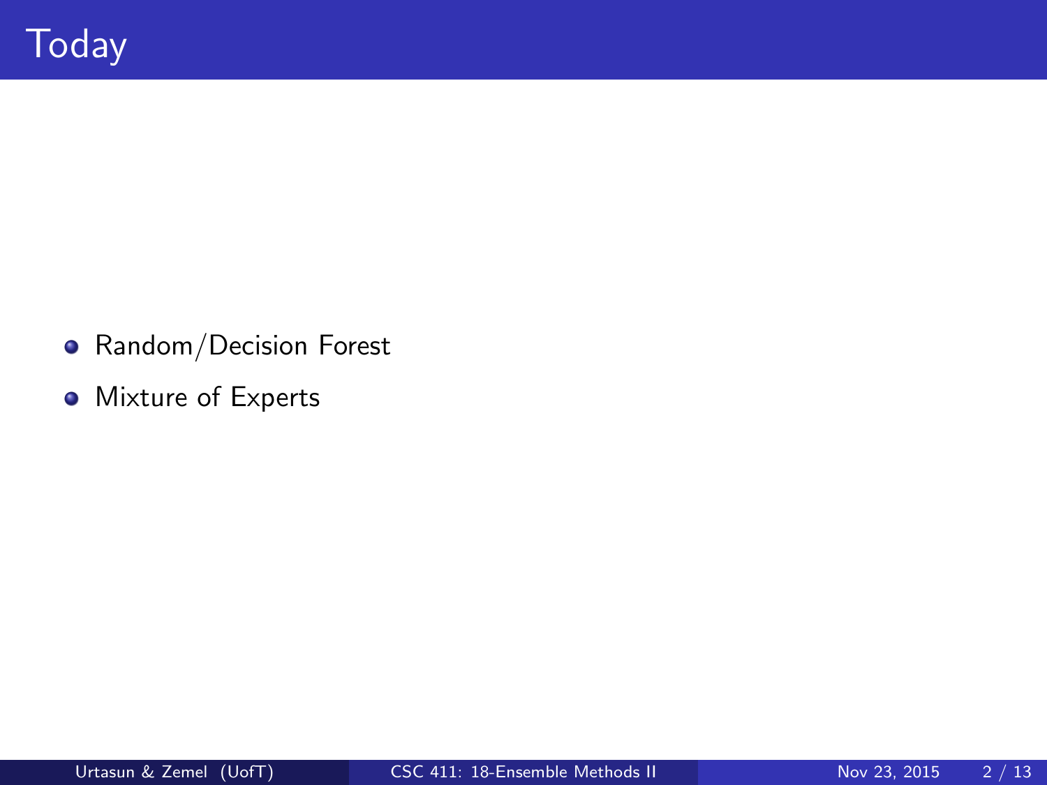# Today

- Random/Decision Forest
- Mixture of Experts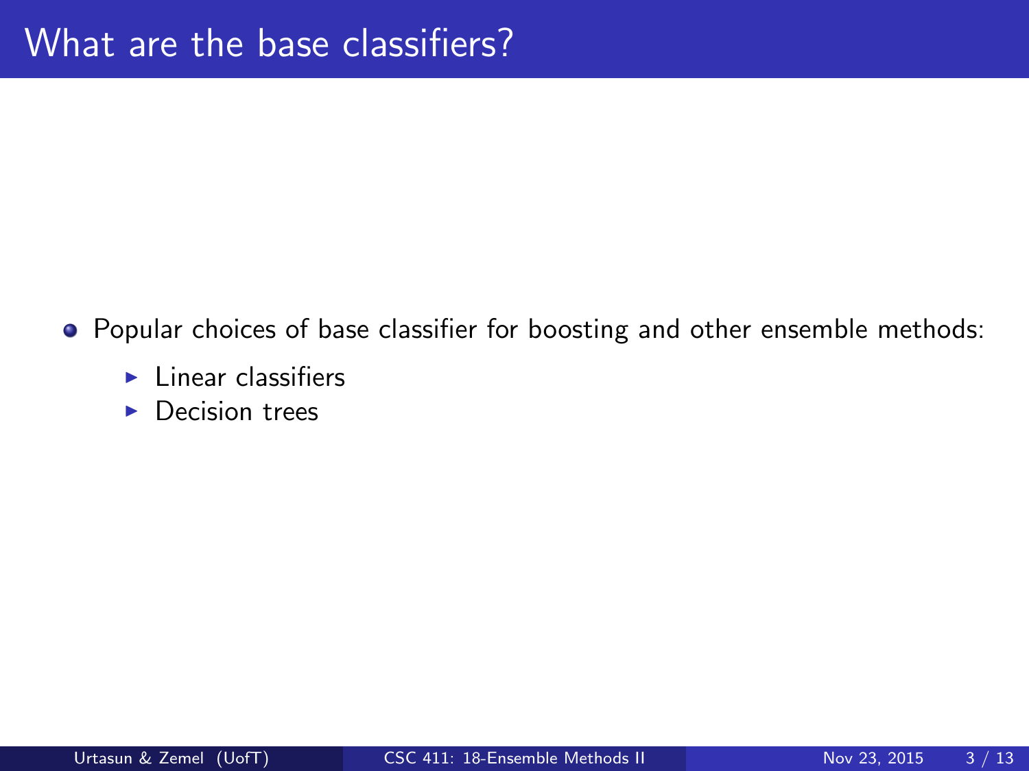# What are the base classifiers?

- Popular choices of base classifier for boosting and other ensemble methods:
  - Linear classifiers
  - Decision trees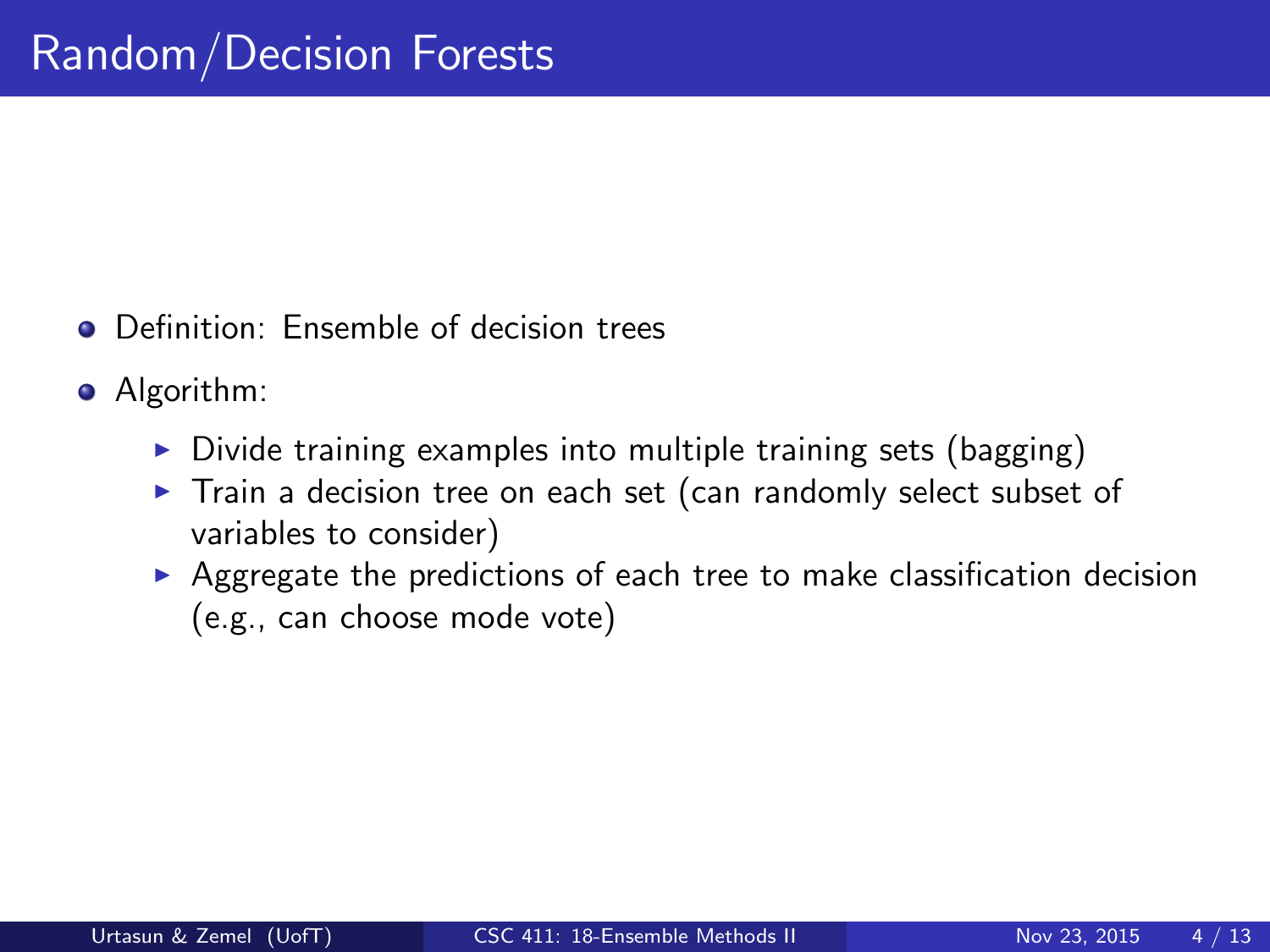# Random/Decision Forests

- Definition: Ensemble of decision trees
- Algorithm:
  - Divide training examples into multiple training sets (bagging)
  - Train a decision tree on each set (can randomly select subset of variables to consider)
  - Aggregate the predictions of each tree to make classification decision (e.g., can choose mode vote)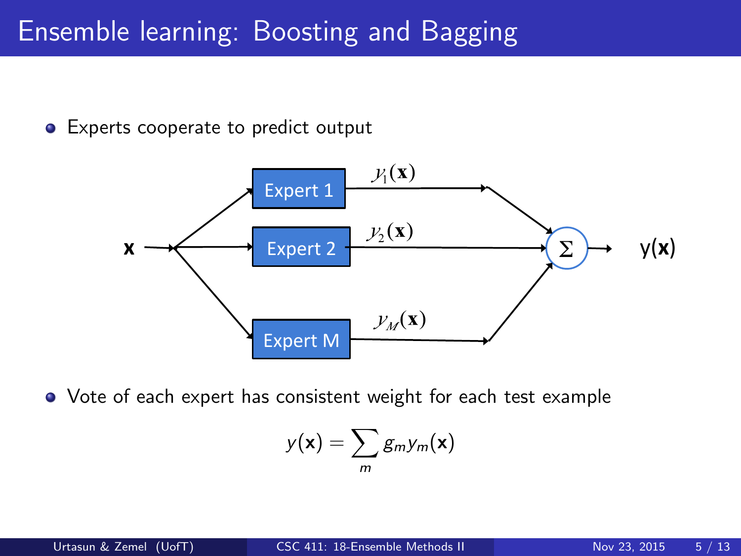# Ensemble learning: Boosting and Bagging

- Experts cooperate to predict output

- Vote of each expert has consistent weight for each test example

$$y(\mathbf{x}) = \sum_m g_m y_m(\mathbf{x})$$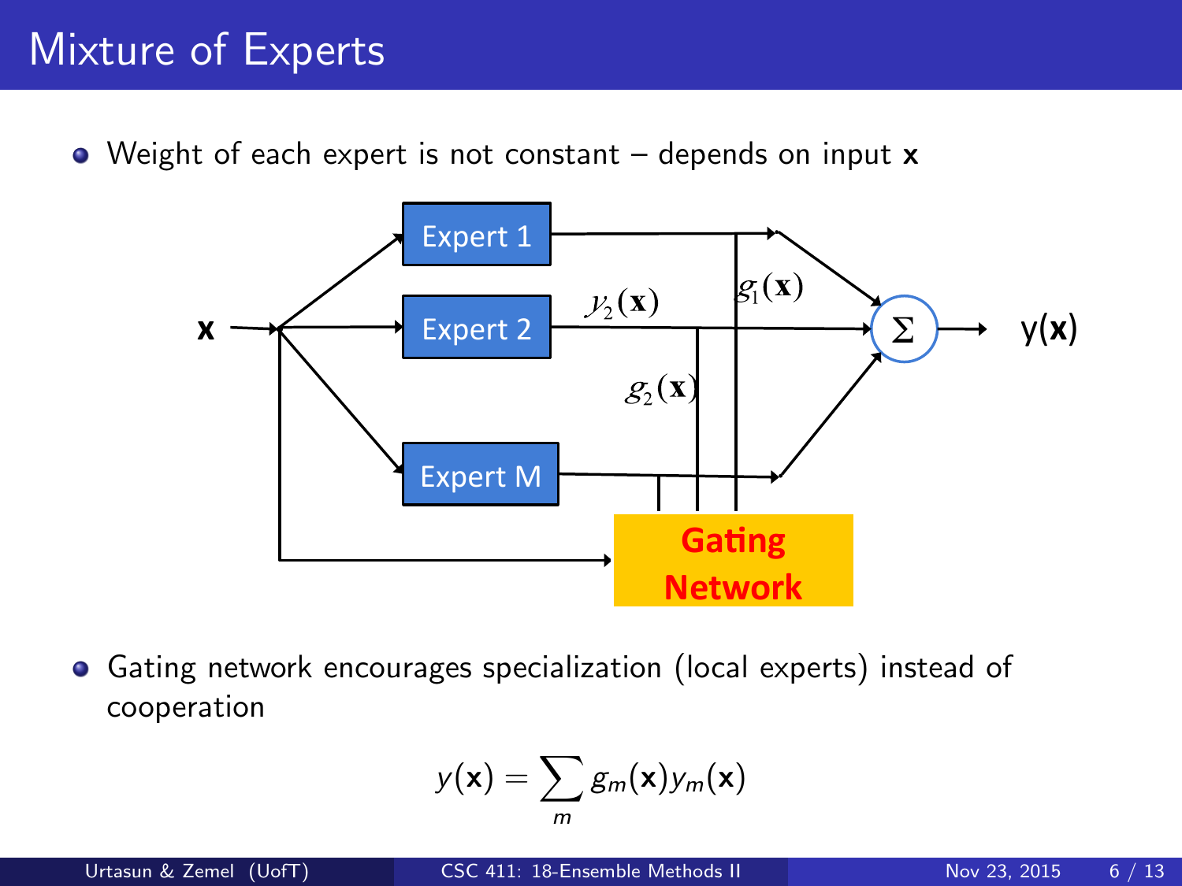# Mixture of Experts

- Weight of each expert is not constant – depends on input **x**

- Gating network encourages specialization (local experts) instead of cooperation

$$y(\mathbf{x}) = \sum_m g_m(\mathbf{x}) y_m(\mathbf{x})$$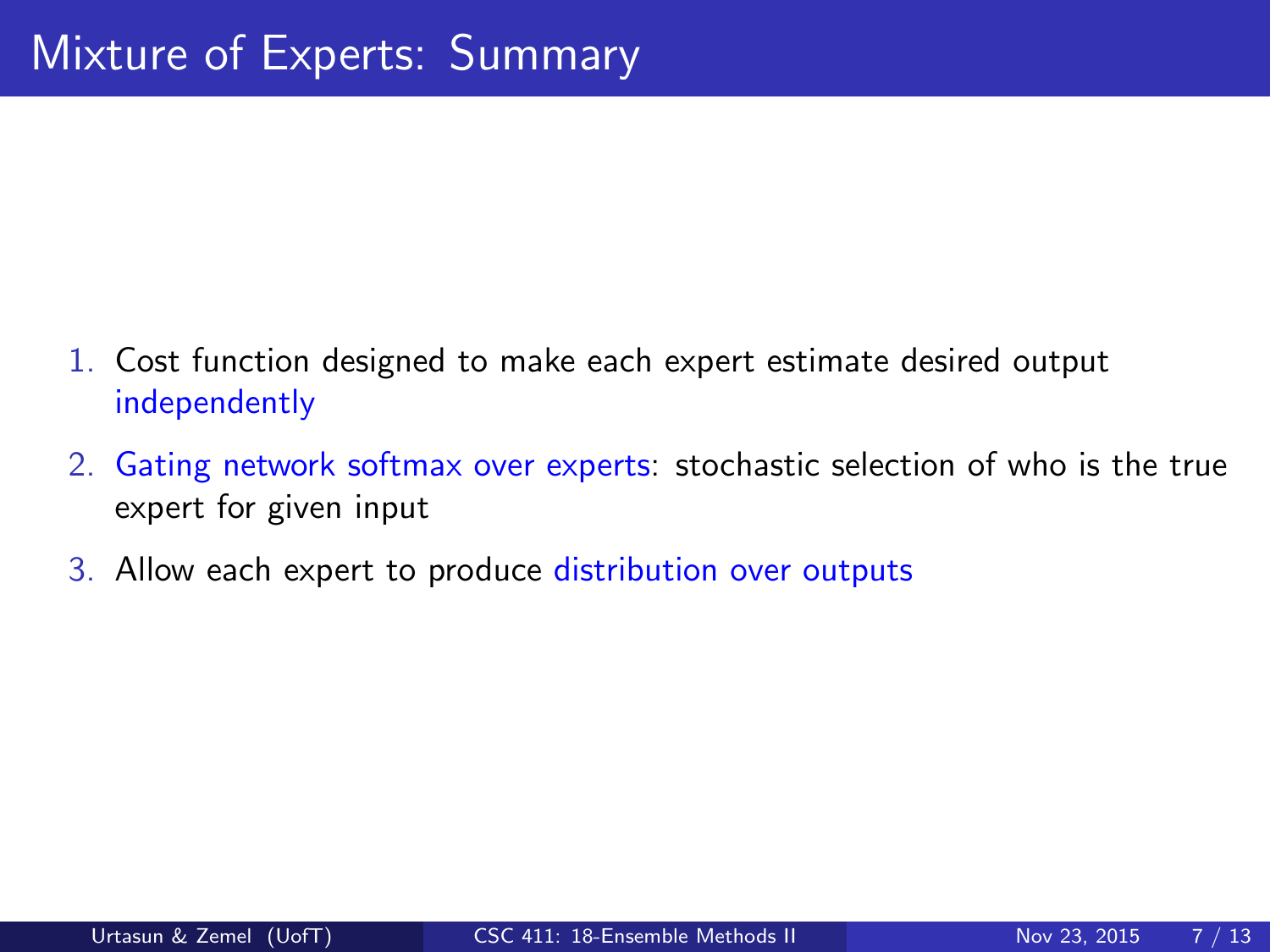# Mixture of Experts: Summary

1. Cost function designed to make each expert estimate desired output independently
2. Gating network softmax over experts: stochastic selection of who is the true expert for given input
3. Allow each expert to produce distribution over outputs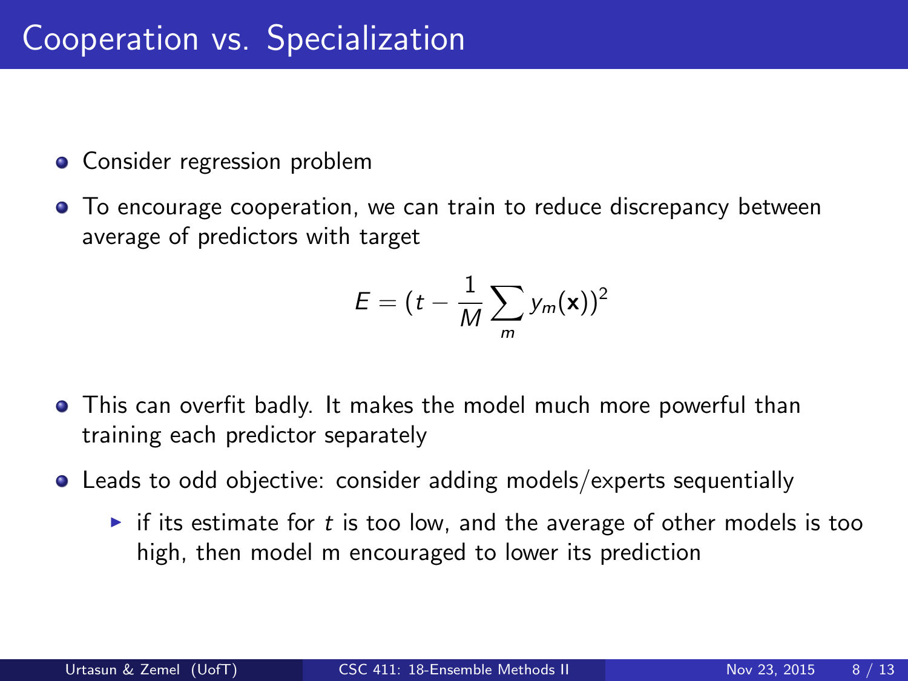# Cooperation vs. Specialization

- Consider regression problem
- To encourage cooperation, we can train to reduce discrepancy between average of predictors with target

$$E = (t - \frac{1}{M} \sum_{m} y_m(\mathbf{x}))^2$$

- This can overfit badly. It makes the model much more powerful than training each predictor separately
- Leads to odd objective: consider adding models/experts sequentially
  - if its estimate for $t$ is too low, and the average of other models is too high, then model m encouraged to lower its prediction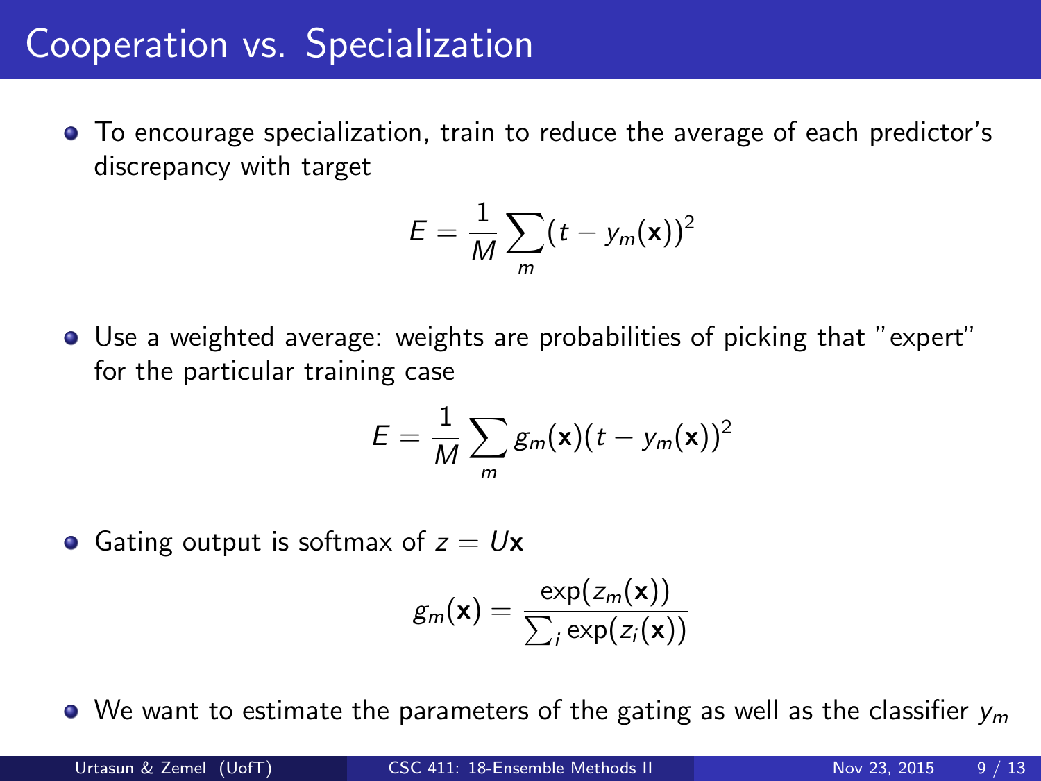# Cooperation vs. Specialization

- To encourage specialization, train to reduce the average of each predictor's discrepancy with target

$$E = \frac{1}{M} \sum_m (t - y_m(\mathbf{x}))^2$$

- Use a weighted average: weights are probabilities of picking that "expert" for the particular training case

$$E = \frac{1}{M} \sum_m g_m(\mathbf{x})(t - y_m(\mathbf{x}))^2$$

- Gating output is softmax of $z = U\mathbf{x}$

$$g_m(\mathbf{x}) = \frac{\exp(z_m(\mathbf{x}))}{\sum_i \exp(z_i(\mathbf{x}))}$$

- We want to estimate the parameters of the gating as well as the classifier $y_m$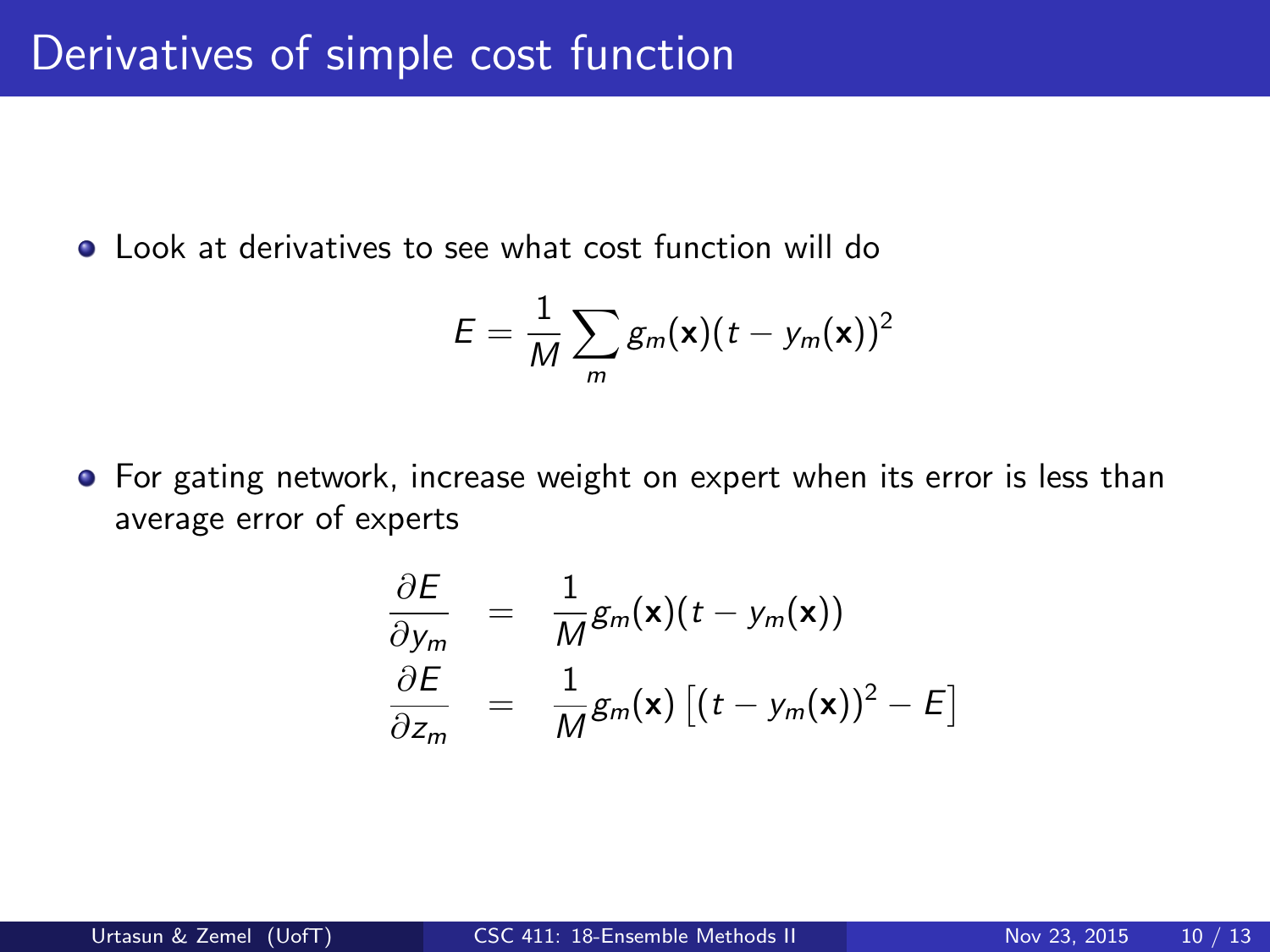# Derivatives of simple cost function

- Look at derivatives to see what cost function will do

$$E = \frac{1}{M} \sum_m g_m(\mathbf{x})(t - y_m(\mathbf{x}))^2$$

- For gating network, increase weight on expert when its error is less than average error of experts

$$\begin{aligned}
\frac{\partial E}{\partial y_m} &= \frac{1}{M} g_m(\mathbf{x})(t - y_m(\mathbf{x})) \\
\frac{\partial E}{\partial z_m} &= \frac{1}{M} g_m(\mathbf{x}) \left[ (t - y_m(\mathbf{x}))^2 - E \right]
\end{aligned}$$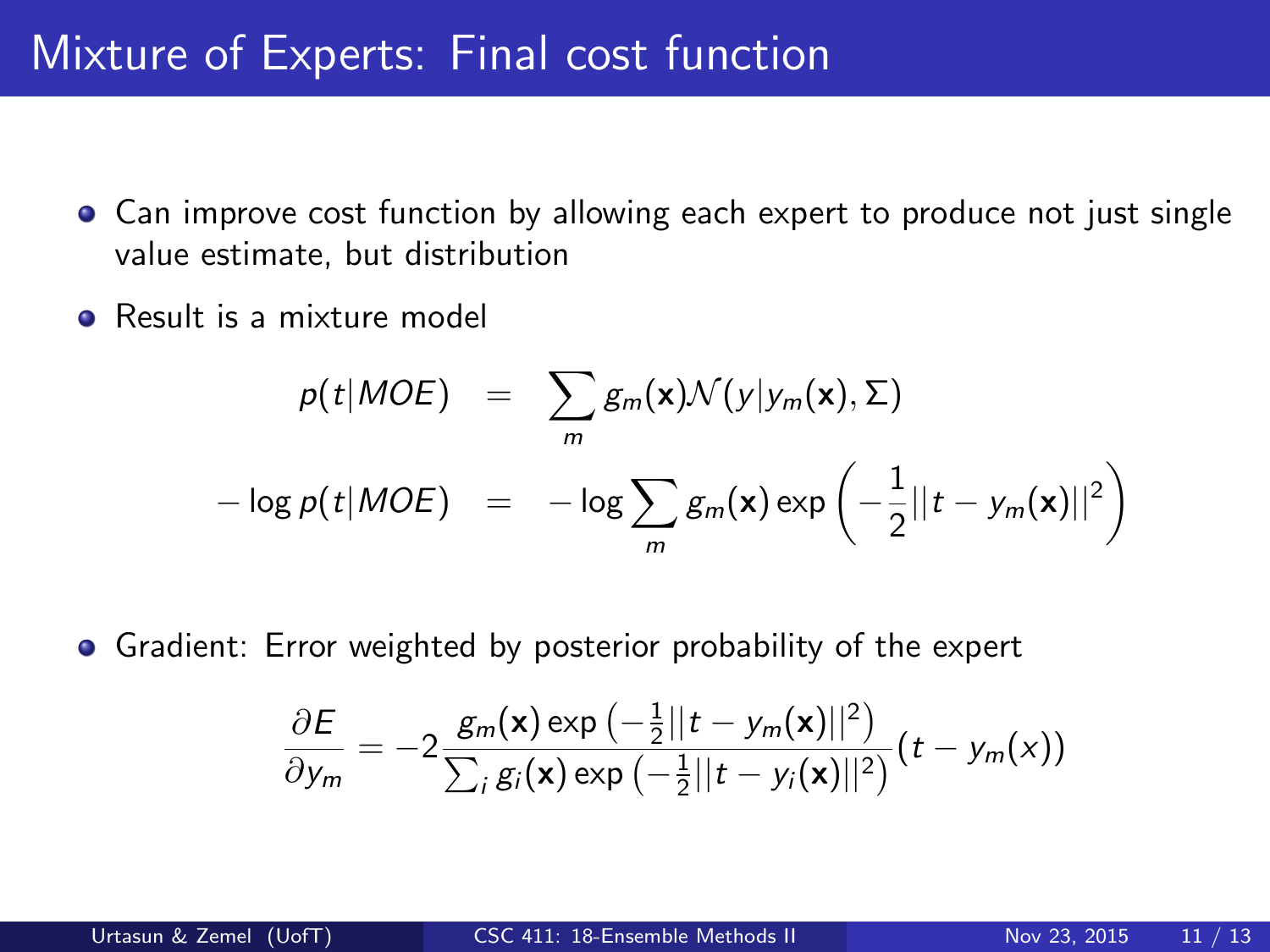# Mixture of Experts: Final cost function

- Can improve cost function by allowing each expert to produce not just single value estimate, but distribution
- Result is a mixture model

$$
\begin{aligned}
p(t|MOE) &= \sum_m g_m(\mathbf{x}) \mathcal{N}(y|y_m(\mathbf{x}), \Sigma) \\
-\log p(t|MOE) &= -\log \sum_m g_m(\mathbf{x}) \exp\left(-\frac{1}{2}||t - y_m(\mathbf{x})||^2\right)
\end{aligned}
$$

- Gradient: Error weighted by posterior probability of the expert

$$
\frac{\partial E}{\partial y_m} = -2 \frac{g_m(\mathbf{x}) \exp\left(-\frac{1}{2}||t - y_m(\mathbf{x})||^2\right)}{\sum_i g_i(\mathbf{x}) \exp\left(-\frac{1}{2}||t - y_i(\mathbf{x})||^2\right)} (t - y_m(x))
$$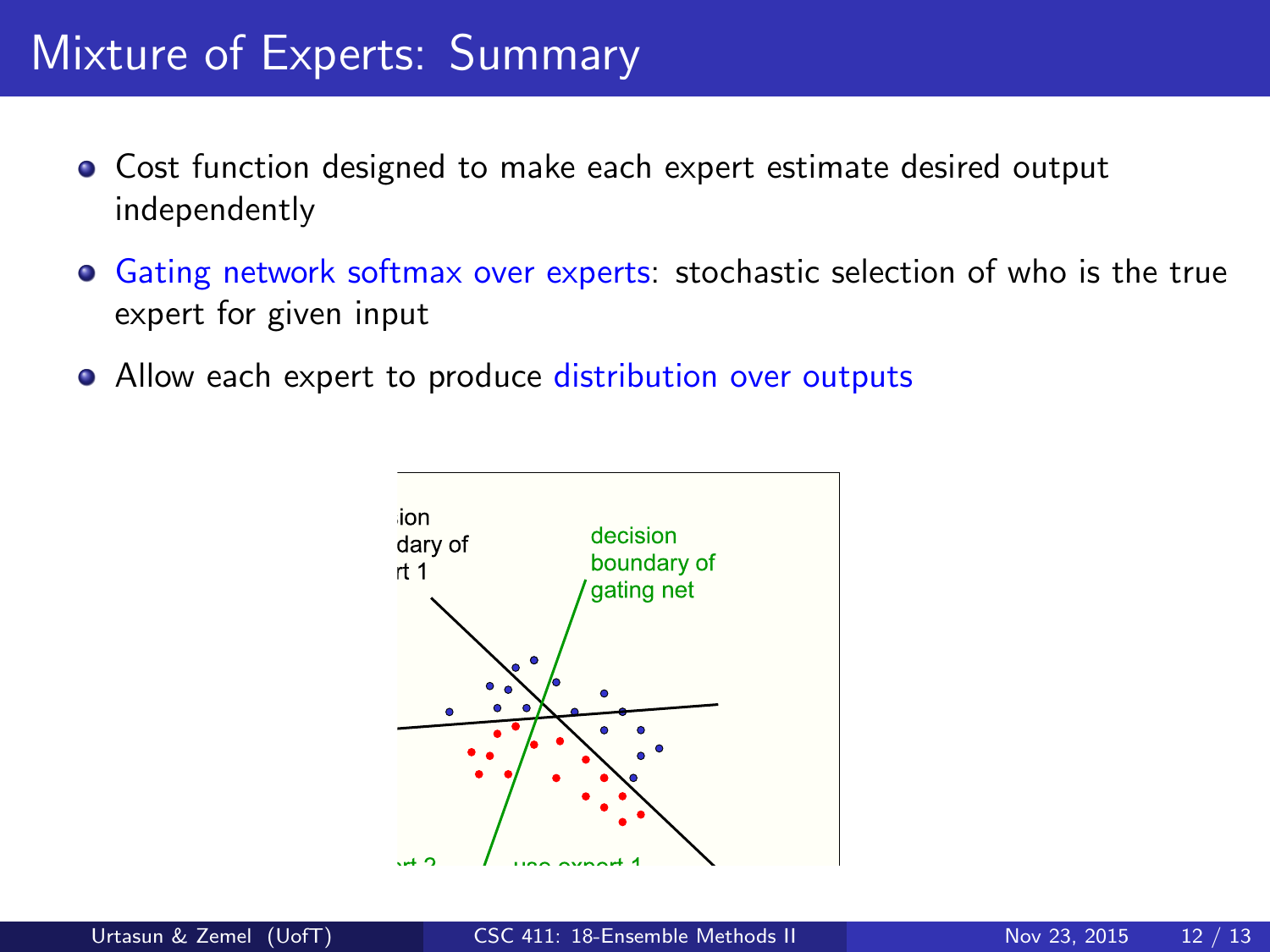# Mixture of Experts: Summary

- Cost function designed to make each expert estimate desired output independently
- Gating network softmax over experts: stochastic selection of who is the true expert for given input
- Allow each expert to produce distribution over outputs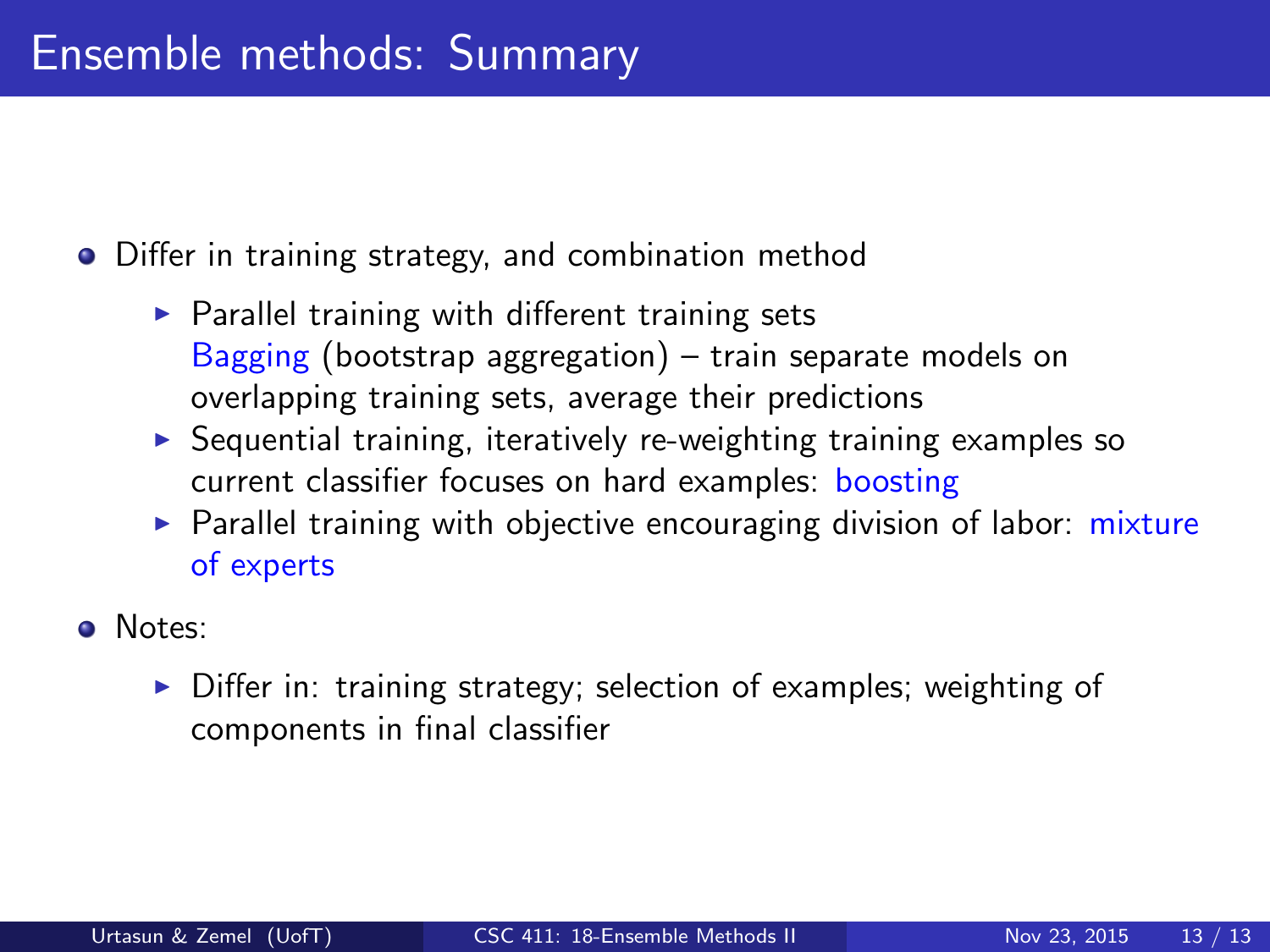# Ensemble methods: Summary

- Differ in training strategy, and combination method
  - Parallel training with different training sets
    Bagging (bootstrap aggregation) – train separate models on overlapping training sets, average their predictions
  - Sequential training, iteratively re-weighting training examples so current classifier focuses on hard examples: boosting
  - Parallel training with objective encouraging division of labor: mixture of experts
- Notes:
  - Differ in: training strategy; selection of examples; weighting of components in final classifier